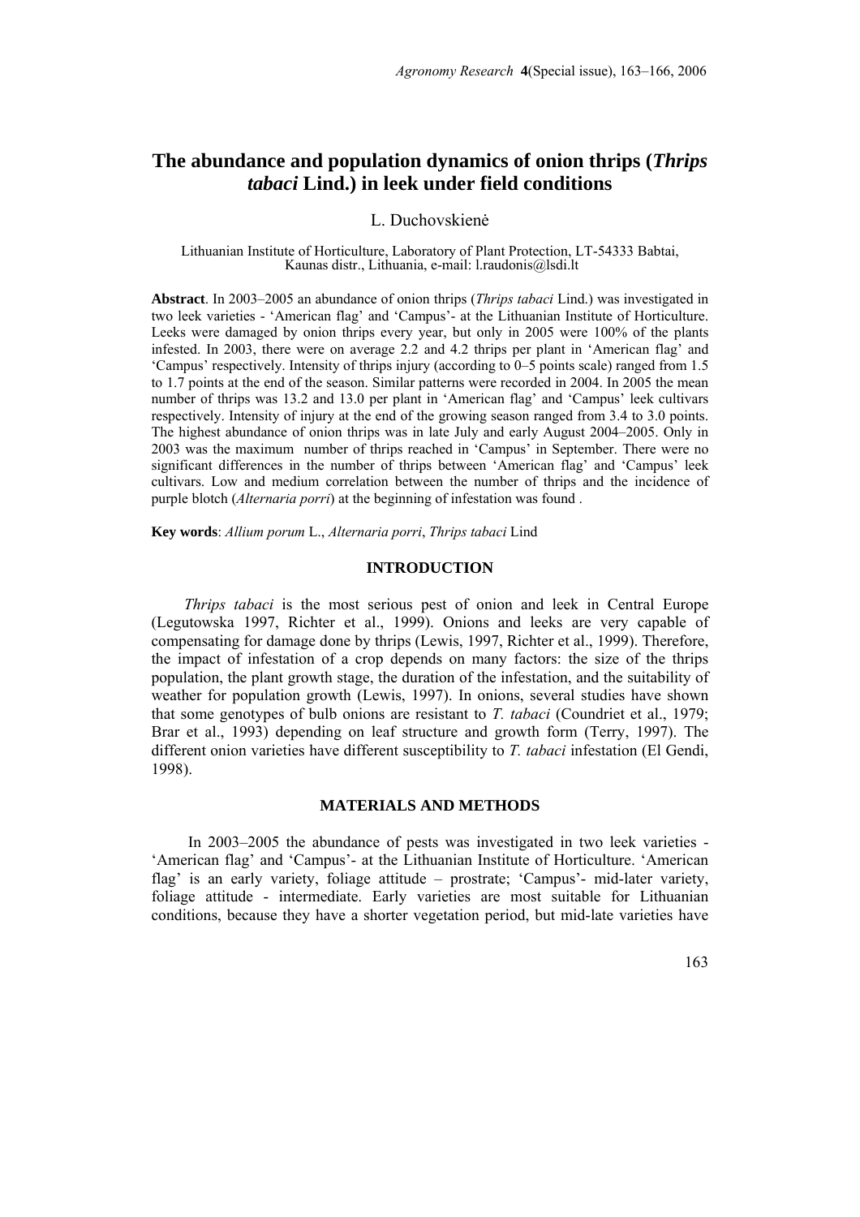# The abundance and population dynamics of onion thrips (*Thrips tabaci* Lind.) in leek under field conditions

L. Duchovskienė

Lithuanian Institute of Horticulture, Laboratory of Plant Protection, LT-54333 Babtai, Kaunas distr., Lithuania, e-mail: l.raudonis@lsdi.lt

**Abstract**. In 2003–2005 an abundance of onion thrips (*Thrips tabaci* Lind.) was investigated in two leek varieties - 'American flag' and 'Campus'- at the Lithuanian Institute of Horticulture. Leeks were damaged by onion thrips every year, but only in 2005 were 100% of the plants infested. In 2003, there were on average 2.2 and 4.2 thrips per plant in 'American flag' and 'Campus' respectively. Intensity of thrips injury (according to 0–5 points scale) ranged from 1.5 to 1.7 points at the end of the season. Similar patterns were recorded in 2004. In 2005 the mean number of thrips was 13.2 and 13.0 per plant in 'American flag' and 'Campus' leek cultivars respectively. Intensity of injury at the end of the growing season ranged from 3.4 to 3.0 points. The highest abundance of onion thrips was in late July and early August 2004–2005. Only in 2003 was the maximum number of thrips reached in 'Campus' in September. There were no significant differences in the number of thrips between 'American flag' and 'Campus' leek cultivars. Low and medium correlation between the number of thrips and the incidence of purple blotch (*Alternaria porri*) at the beginning of infestation was found .

**Key words**: *Allium porum* L., *Alternaria porri*, *Thrips tabaci* Lind

## INTRODUCTION

*Thrips tabaci* is the most serious pest of onion and leek in Central Europe (Legutowska 1997, Richter et al., 1999). Onions and leeks are very capable of compensating for damage done by thrips (Lewis, 1997, Richter et al., 1999). Therefore, the impact of infestation of a crop depends on many factors: the size of the thrips population, the plant growth stage, the duration of the infestation, and the suitability of weather for population growth (Lewis, 1997). In onions, several studies have shown that some genotypes of bulb onions are resistant to *T. tabaci* (Coundriet et al., 1979; Brar et al., 1993) depending on leaf structure and growth form (Terry, 1997). The different onion varieties have different susceptibility to *T. tabaci* infestation (El Gendi, 1998).

## MATERIALS AND METHODS

In 2003–2005 the abundance of pests was investigated in two leek varieties - 'American flag' and 'Campus'- at the Lithuanian Institute of Horticulture. 'American flag' is an early variety, foliage attitude – prostrate; 'Campus'- mid-later variety, foliage attitude - intermediate. Early varieties are most suitable for Lithuanian conditions, because they have a shorter vegetation period, but mid-late varieties have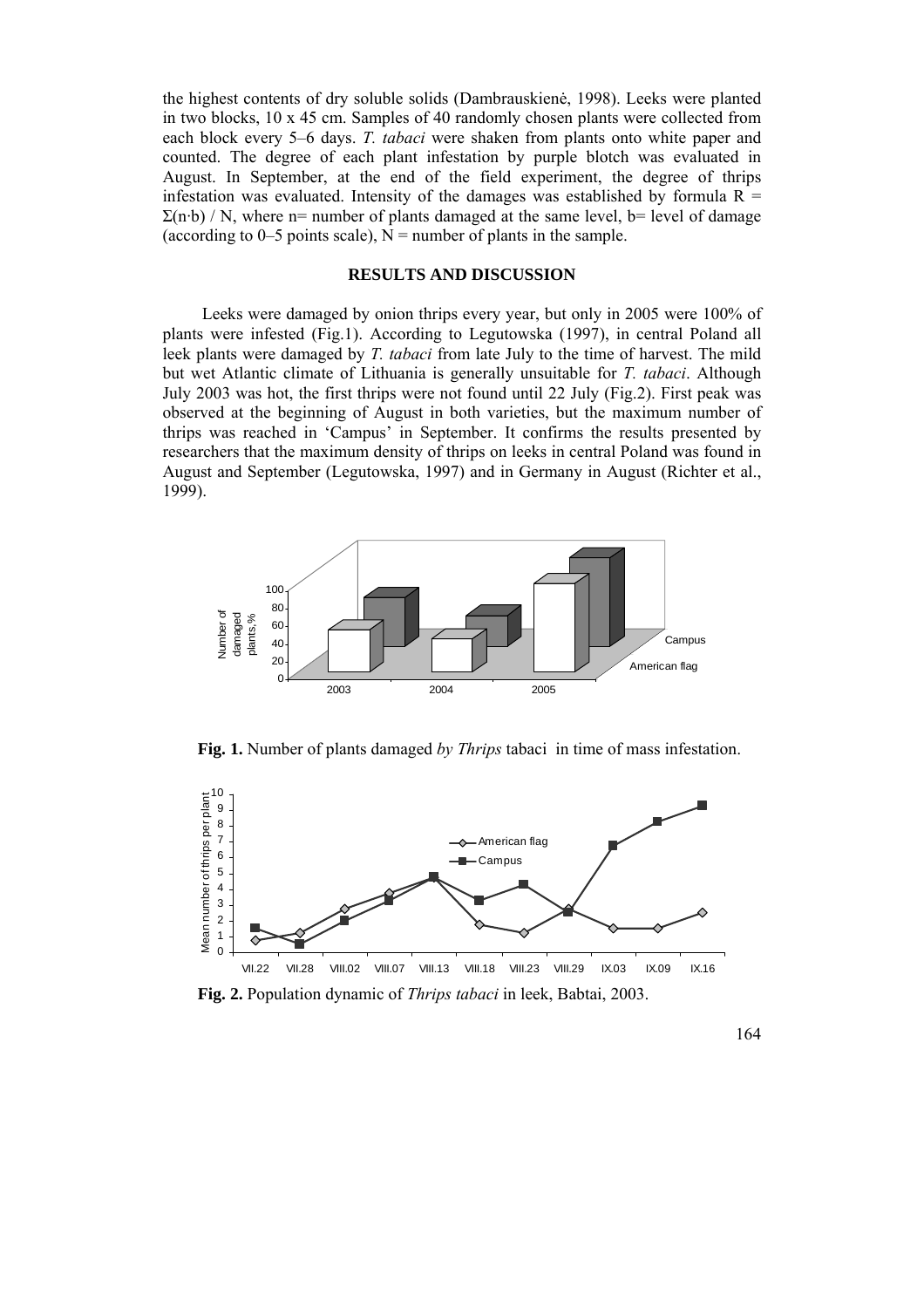the highest contents of dry soluble solids (Dambrauskienė, 1998). Leeks were planted in two blocks, 10 x 45 cm. Samples of 40 randomly chosen plants were collected from each block every 5–6 days. *T. tabaci* were shaken from plants onto white paper and counted. The degree of each plant infestation by purple blotch was evaluated in August. In September, at the end of the field experiment, the degree of thrips infestation was evaluated. Intensity of the damages was established by formula $R = \Sigma(n \cdot b) / N$, where n= number of plants damaged at the same level, b= level of damage (according to 0–5 points scale), N = number of plants in the sample.

## RESULTS AND DISCUSSION

Leeks were damaged by onion thrips every year, but only in 2005 were 100% of plants were infested (Fig.1). According to Legutowska (1997), in central Poland all leek plants were damaged by *T. tabaci* from late July to the time of harvest. The mild but wet Atlantic climate of Lithuania is generally unsuitable for *T. tabaci*. Although July 2003 was hot, the first thrips were not found until 22 July (Fig.2). First peak was observed at the beginning of August in both varieties, but the maximum number of thrips was reached in 'Campus' in September. It confirms the results presented by researchers that the maximum density of thrips on leeks in central Poland was found in August and September (Legutowska, 1997) and in Germany in August (Richter et al., 1999).

**Fig. 1.** Number of plants damaged *by Thrips* tabaci in time of mass infestation.

**Fig. 2.** Population dynamic of *Thrips tabaci* in leek, Babtai, 2003.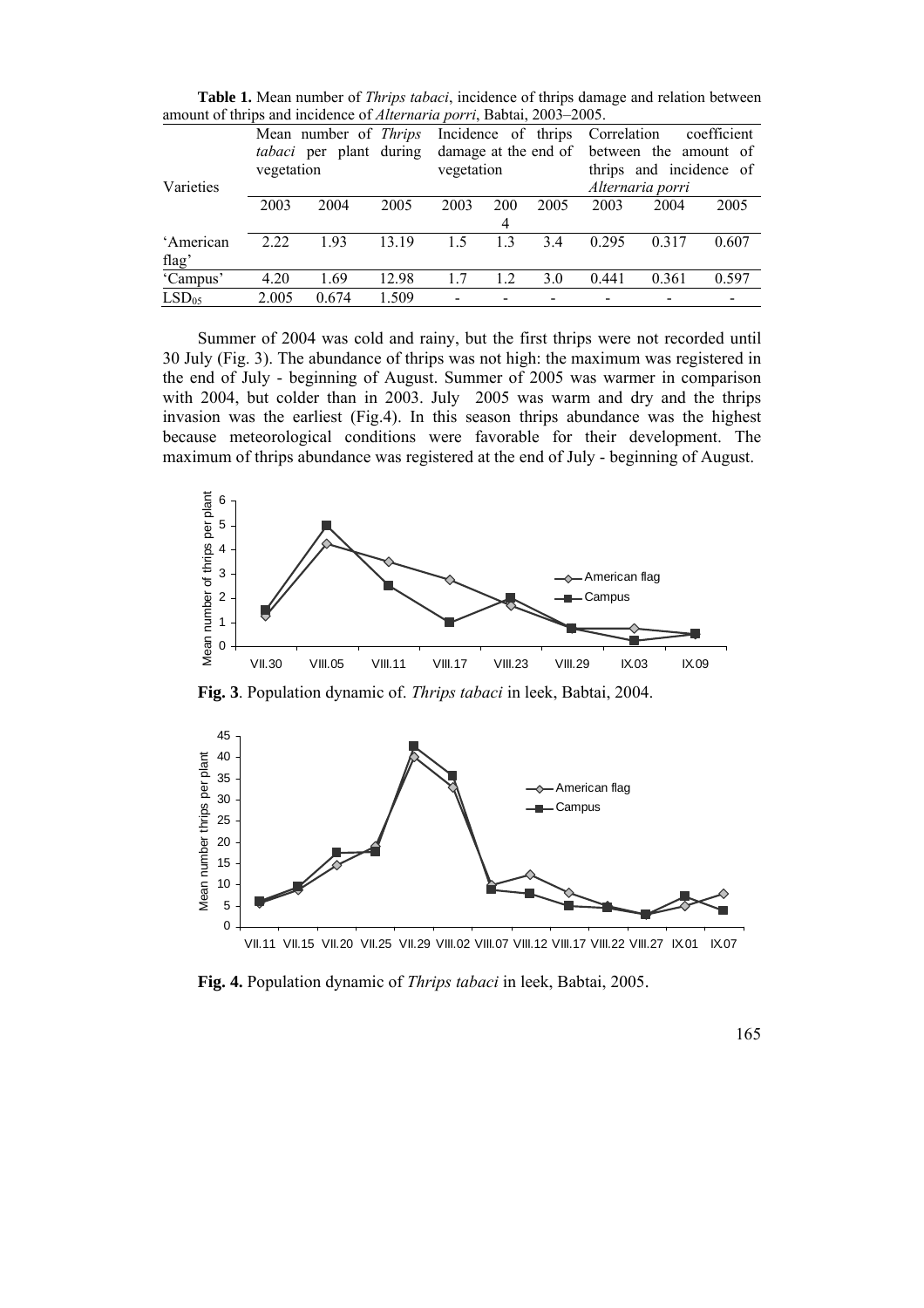**Table 1.** Mean number of *Thrips tabaci*, incidence of thrips damage and relation between amount of thrips and incidence of *Alternaria porri*, Babtai, 2003–2005.

| Varieties | Mean number of *Thrips tabaci* per plant during vegetation | | | Incidence of thrips damage at the end of vegetation | | | Correlation coefficient between the amount of thrips and incidence of *Alternaria porri* | | |
|---|---|---|---|---|---|---|---|---|---|
| | 2003 | 2004 | 2005 | 2003 | 2004 | 2005 | 2003 | 2004 | 2005 |
| 'American flag' | 2.22 | 1.93 | 13.19 | 1.5 | 1.3 | 3.4 | 0.295 | 0.317 | 0.607 |
| 'Campus' | 4.20 | 1.69 | 12.98 | 1.7 | 1.2 | 3.0 | 0.441 | 0.361 | 0.597 |
| $LSD_{05}$ | 2.005 | 0.674 | 1.509 | - | - | - | - | - | - |

Summer of 2004 was cold and rainy, but the first thrips were not recorded until 30 July (Fig. 3). The abundance of thrips was not high: the maximum was registered in the end of July - beginning of August. Summer of 2005 was warmer in comparison with 2004, but colder than in 2003. July 2005 was warm and dry and the thrips invasion was the earliest (Fig.4). In this season thrips abundance was the highest because meteorological conditions were favorable for their development. The maximum of thrips abundance was registered at the end of July - beginning of August.

**Fig. 3**. Population dynamic of. *Thrips tabaci* in leek, Babtai, 2004.

**Fig. 4.** Population dynamic of *Thrips tabaci* in leek, Babtai, 2005.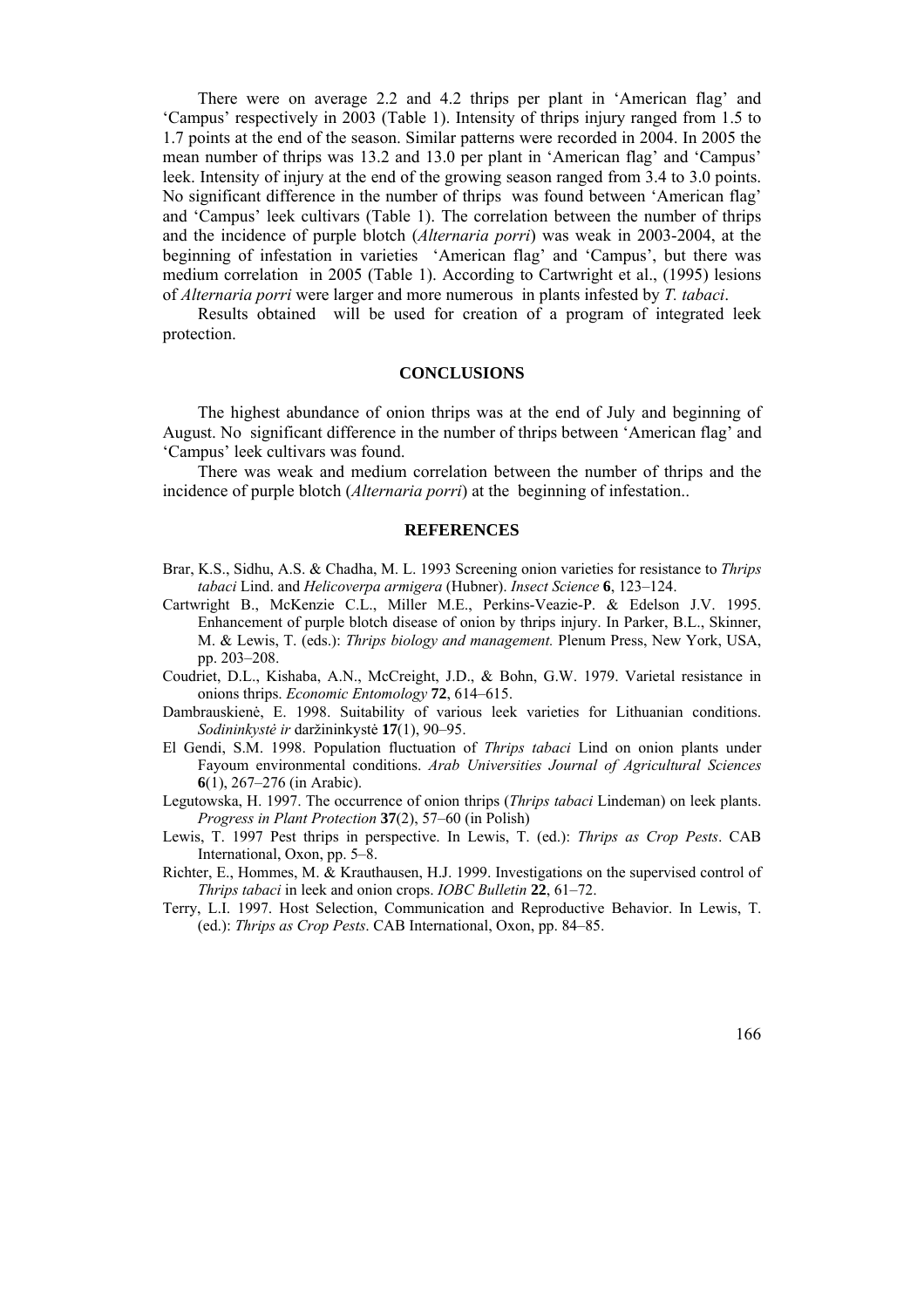There were on average 2.2 and 4.2 thrips per plant in 'American flag' and 'Campus' respectively in 2003 (Table 1). Intensity of thrips injury ranged from 1.5 to 1.7 points at the end of the season. Similar patterns were recorded in 2004. In 2005 the mean number of thrips was 13.2 and 13.0 per plant in 'American flag' and 'Campus' leek. Intensity of injury at the end of the growing season ranged from 3.4 to 3.0 points. No significant difference in the number of thrips was found between 'American flag' and 'Campus' leek cultivars (Table 1). The correlation between the number of thrips and the incidence of purple blotch (*Alternaria porri*) was weak in 2003-2004, at the beginning of infestation in varieties 'American flag' and 'Campus', but there was medium correlation in 2005 (Table 1). According to Cartwright et al., (1995) lesions of *Alternaria porri* were larger and more numerous in plants infested by *T. tabaci*.

Results obtained will be used for creation of a program of integrated leek protection.

## CONCLUSIONS

The highest abundance of onion thrips was at the end of July and beginning of August. No significant difference in the number of thrips between 'American flag' and 'Campus' leek cultivars was found.

There was weak and medium correlation between the number of thrips and the incidence of purple blotch (*Alternaria porri*) at the beginning of infestation..

## REFERENCES

Brar, K.S., Sidhu, A.S. & Chadha, M. L. 1993 Screening onion varieties for resistance to *Thrips tabaci* Lind. and *Helicoverpa armigera* (Hubner). *Insect Science* **6**, 123–124.

Cartwright B., McKenzie C.L., Miller M.E., Perkins-Veazie-P. & Edelson J.V. 1995. Enhancement of purple blotch disease of onion by thrips injury. In Parker, B.L., Skinner, M. & Lewis, T. (eds.): *Thrips biology and management.* Plenum Press, New York, USA, pp. 203–208.

Coudriet, D.L., Kishaba, A.N., McCreight, J.D., & Bohn, G.W. 1979. Varietal resistance in onions thrips. *Economic Entomology* **72**, 614–615.

Dambrauskienė, E. 1998. Suitability of various leek varieties for Lithuanian conditions. *Sodininkystė ir* daržininkystė **17**(1), 90–95.

El Gendi, S.M. 1998. Population fluctuation of *Thrips tabaci* Lind on onion plants under Fayoum environmental conditions. *Arab Universities Journal of Agricultural Sciences* **6**(1), 267–276 (in Arabic).

Legutowska, H. 1997. The occurrence of onion thrips (*Thrips tabaci* Lindeman) on leek plants. *Progress in Plant Protection* **37**(2), 57–60 (in Polish)

Lewis, T. 1997 Pest thrips in perspective. In Lewis, T. (ed.): *Thrips as Crop Pests*. CAB International, Oxon, pp. 5–8.

Richter, E., Hommes, M. & Krauthausen, H.J. 1999. Investigations on the supervised control of *Thrips tabaci* in leek and onion crops. *IOBC Bulletin* **22**, 61–72.

Terry, L.I. 1997. Host Selection, Communication and Reproductive Behavior. In Lewis, T. (ed.): *Thrips as Crop Pests*. CAB International, Oxon, pp. 84–85.